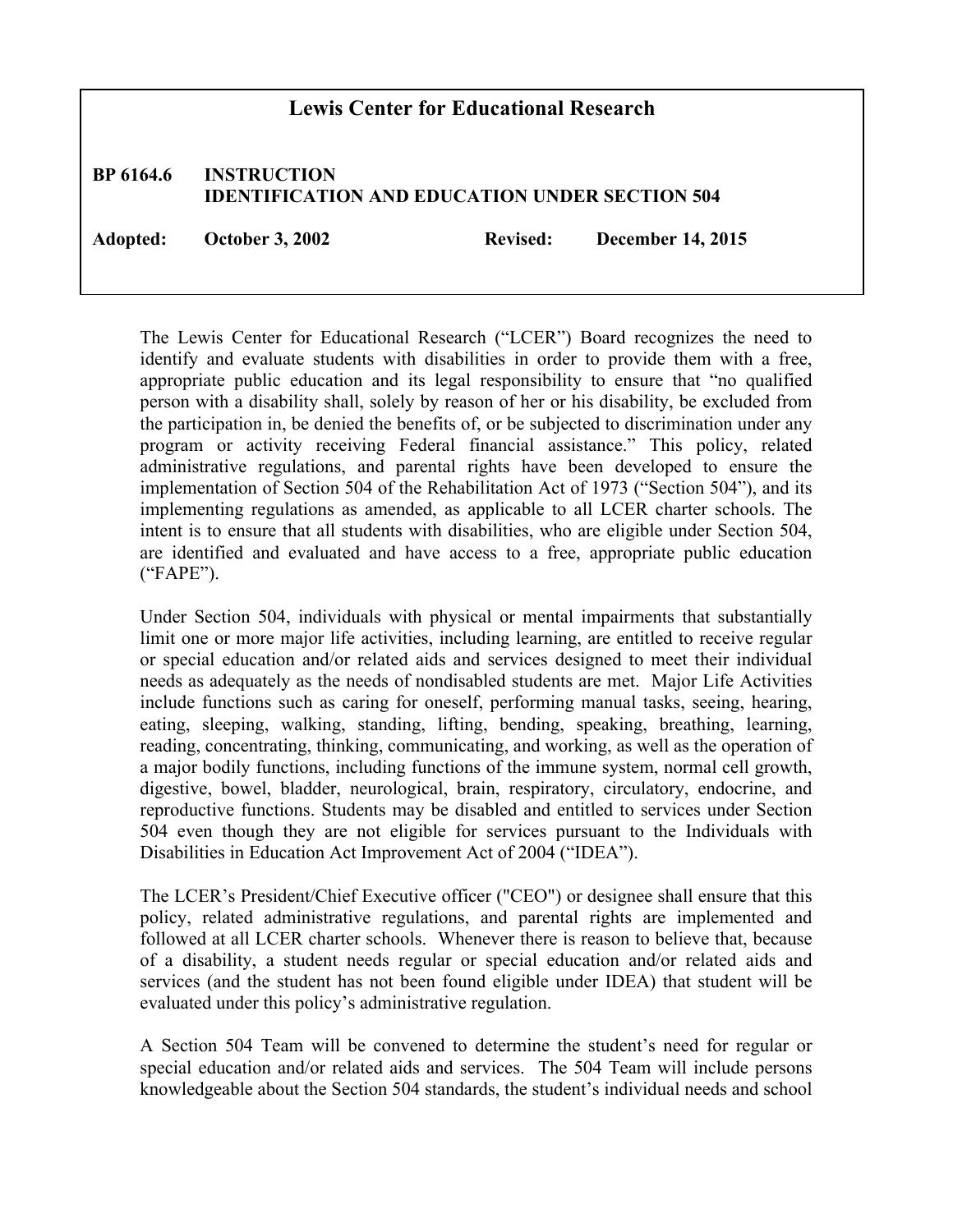# Lewis Center for Educational Research

**BP 6164.6 INSTRUCTION**
**IDENTIFICATION AND EDUCATION UNDER SECTION 504**

**Adopted:** **October 3, 2002** **Revised:** **December 14, 2015**

The Lewis Center for Educational Research ("LCER") Board recognizes the need to identify and evaluate students with disabilities in order to provide them with a free, appropriate public education and its legal responsibility to ensure that "no qualified person with a disability shall, solely by reason of her or his disability, be excluded from the participation in, be denied the benefits of, or be subjected to discrimination under any program or activity receiving Federal financial assistance." This policy, related administrative regulations, and parental rights have been developed to ensure the implementation of Section 504 of the Rehabilitation Act of 1973 ("Section 504"), and its implementing regulations as amended, as applicable to all LCER charter schools. The intent is to ensure that all students with disabilities, who are eligible under Section 504, are identified and evaluated and have access to a free, appropriate public education ("FAPE").

Under Section 504, individuals with physical or mental impairments that substantially limit one or more major life activities, including learning, are entitled to receive regular or special education and/or related aids and services designed to meet their individual needs as adequately as the needs of nondisabled students are met. Major Life Activities include functions such as caring for oneself, performing manual tasks, seeing, hearing, eating, sleeping, walking, standing, lifting, bending, speaking, breathing, learning, reading, concentrating, thinking, communicating, and working, as well as the operation of a major bodily functions, including functions of the immune system, normal cell growth, digestive, bowel, bladder, neurological, brain, respiratory, circulatory, endocrine, and reproductive functions. Students may be disabled and entitled to services under Section 504 even though they are not eligible for services pursuant to the Individuals with Disabilities in Education Act Improvement Act of 2004 ("IDEA").

The LCER's President/Chief Executive officer ("CEO") or designee shall ensure that this policy, related administrative regulations, and parental rights are implemented and followed at all LCER charter schools. Whenever there is reason to believe that, because of a disability, a student needs regular or special education and/or related aids and services (and the student has not been found eligible under IDEA) that student will be evaluated under this policy's administrative regulation.

A Section 504 Team will be convened to determine the student's need for regular or special education and/or related aids and services. The 504 Team will include persons knowledgeable about the Section 504 standards, the student's individual needs and school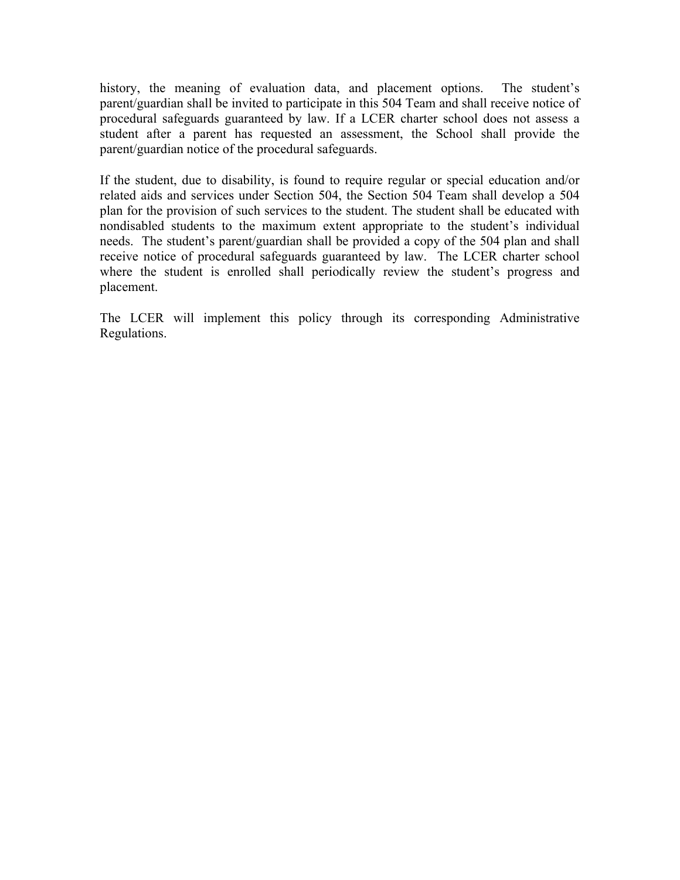history, the meaning of evaluation data, and placement options. The student's parent/guardian shall be invited to participate in this 504 Team and shall receive notice of procedural safeguards guaranteed by law. If a LCER charter school does not assess a student after a parent has requested an assessment, the School shall provide the parent/guardian notice of the procedural safeguards.

If the student, due to disability, is found to require regular or special education and/or related aids and services under Section 504, the Section 504 Team shall develop a 504 plan for the provision of such services to the student. The student shall be educated with nondisabled students to the maximum extent appropriate to the student's individual needs. The student's parent/guardian shall be provided a copy of the 504 plan and shall receive notice of procedural safeguards guaranteed by law. The LCER charter school where the student is enrolled shall periodically review the student's progress and placement.

The LCER will implement this policy through its corresponding Administrative Regulations.